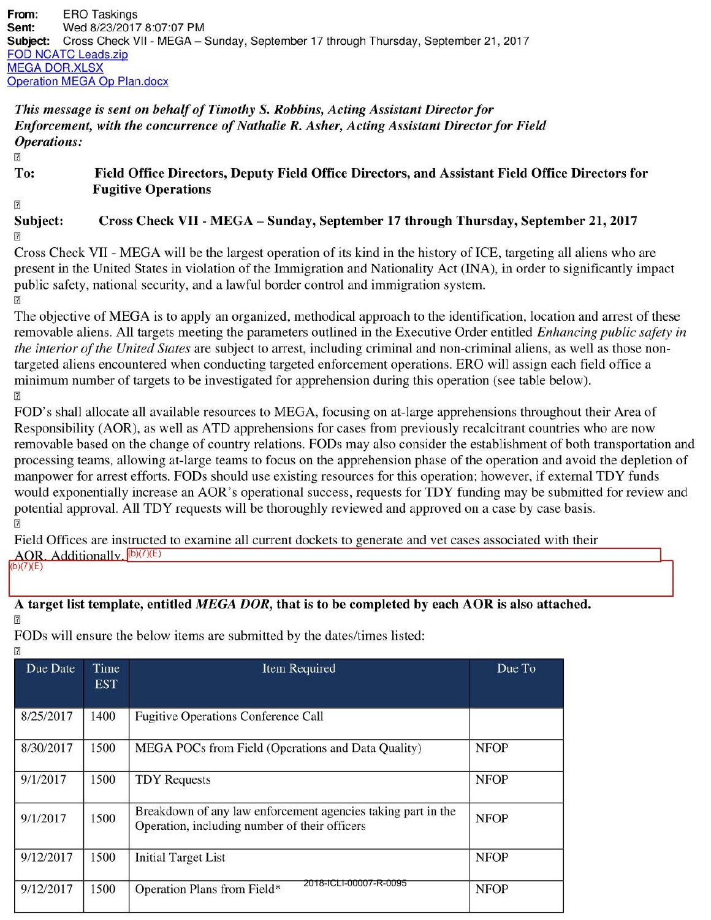**From:** ERO Taskings
**Sent:** Wed 8/23/2017 8:07:07 PM
**Subject:** Cross Check VII - MEGA – Sunday, September 17 through Thursday, September 21, 2017
FOD NCATC Leads.zip
MEGA DOR.XLSX
Operation MEGA Op Plan.docx

*This message is sent on behalf of Timothy S. Robbins, Acting Assistant Director for Enforcement, with the concurrence of Nathalie R. Asher, Acting Assistant Director for Field Operations:*

**To:** **Field Office Directors, Deputy Field Office Directors, and Assistant Field Office Directors for Fugitive Operations**

**Subject:** **Cross Check VII - MEGA – Sunday, September 17 through Thursday, September 21, 2017**

Cross Check VII - MEGA will be the largest operation of its kind in the history of ICE, targeting all aliens who are present in the United States in violation of the Immigration and Nationality Act (INA), in order to significantly impact public safety, national security, and a lawful border control and immigration system.

The objective of MEGA is to apply an organized, methodical approach to the identification, location and arrest of these removable aliens. All targets meeting the parameters outlined in the Executive Order entitled *Enhancing public safety in the interior of the United States* are subject to arrest, including criminal and non-criminal aliens, as well as those non-targeted aliens encountered when conducting targeted enforcement operations. ERO will assign each field office a minimum number of targets to be investigated for apprehension during this operation (see table below).

FOD's shall allocate all available resources to MEGA, focusing on at-large apprehensions throughout their Area of Responsibility (AOR), as well as ATD apprehensions for cases from previously recalcitrant countries who are now removable based on the change of country relations. FODs may also consider the establishment of both transportation and processing teams, allowing at-large teams to focus on the apprehension phase of the operation and avoid the depletion of manpower for arrest efforts. FODs should use existing resources for this operation; however, if external TDY funds would exponentially increase an AOR's operational success, requests for TDY funding may be submitted for review and potential approval. All TDY requests will be thoroughly reviewed and approved on a case by case basis.

Field Offices are instructed to examine all current dockets to generate and vet cases associated with their AOR. Additionally, (b)(7)(E)
(b)(7)(E)

**A target list template, entitled *MEGA DOR*, that is to be completed by each AOR is also attached.**

FODs will ensure the below items are submitted by the dates/times listed:

| Due Date | Time EST | Item Required | Due To |
|---|---|---|---|
| 8/25/2017 | 1400 | Fugitive Operations Conference Call | |
| 8/30/2017 | 1500 | MEGA POCs from Field (Operations and Data Quality) | NFOP |
| 9/1/2017 | 1500 | TDY Requests | NFOP |
| 9/1/2017 | 1500 | Breakdown of any law enforcement agencies taking part in the Operation, including number of their officers | NFOP |
| 9/12/2017 | 1500 | Initial Target List | NFOP |
| 9/12/2017 | 1500 | Operation Plans from Field* | NFOP |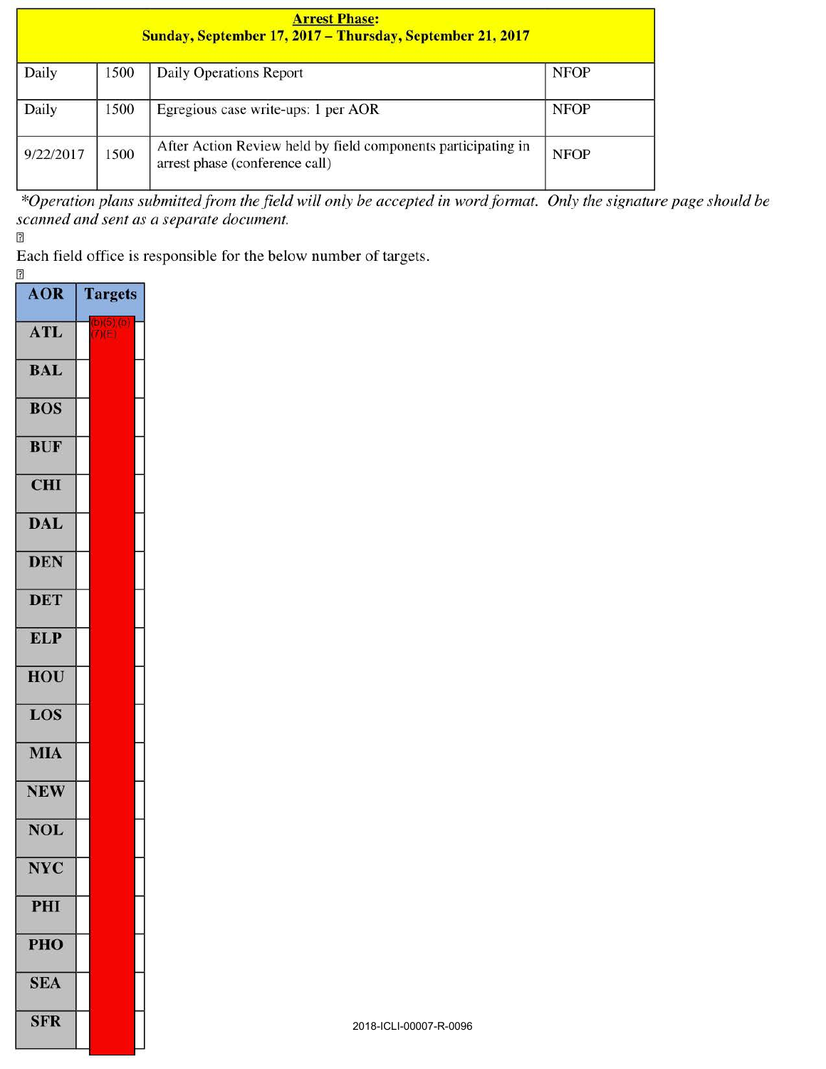| **Arrest Phase:** Sunday, September 17, 2017 – Thursday, September 21, 2017 | | | |
|---|---|---|---|
| Daily | 1500 | Daily Operations Report | NFOP |
| Daily | 1500 | Egregious case write-ups: 1 per AOR | NFOP |
| 9/22/2017 | 1500 | After Action Review held by field components participating in arrest phase (conference call) | NFOP |

**Operation plans submitted from the field will only be accepted in word format. Only the signature page should be scanned and sent as a separate document.*

Each field office is responsible for the below number of targets.

| AOR | Targets |
|---|---|
| ATL | (b)(5) (b)(7)(E) |
| BAL | |
| BOS | |
| BUF | |
| CHI | |
| DAL | |
| DEN | |
| DET | |
| ELP | |
| HOU | |
| LOS | |
| MIA | |
| NEW | |
| NOL | |
| NYC | |
| PHI | |
| PHO | |
| SEA | |
| SFR | |

2018-ICLI-00007-R-0096